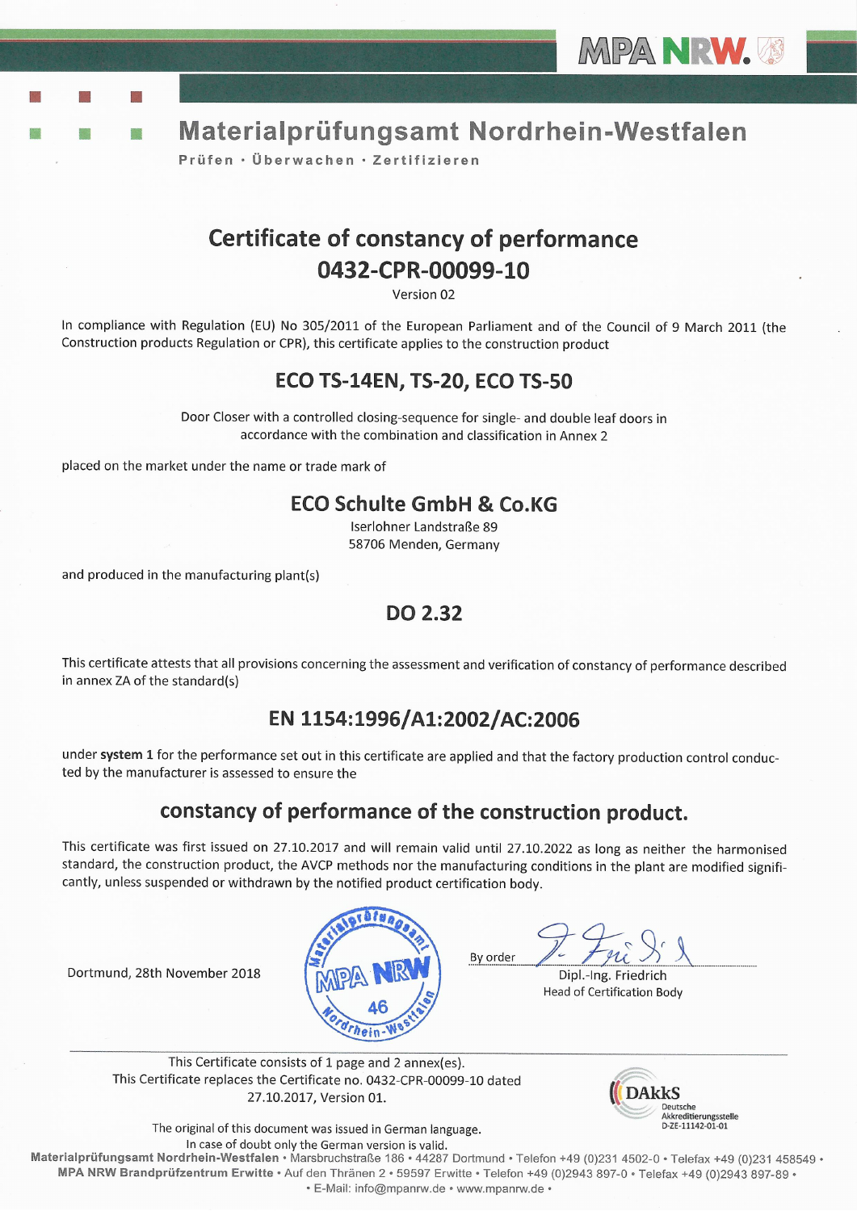MPA NRW.

# Materialprüfungsamt Nordrhein-Westfalen

Prüfen · Überwachen · Zertifizieren

## Certificate of constancy of performance
## 0432-CPR-00099-10

Version 02

In compliance with Regulation (EU) No 305/2011 of the European Parliament and of the Council of 9 March 2011 (the Construction products Regulation or CPR), this certificate applies to the construction product

## ECO TS-14EN, TS-20, ECO TS-50

Door Closer with a controlled closing-sequence for single- and double leaf doors in accordance with the combination and classification in Annex 2

placed on the market under the name or trade mark of

## ECO Schulte GmbH & Co.KG

Iserlohner Landstraße 89
58706 Menden, Germany

and produced in the manufacturing plant(s)

## DO 2.32

This certificate attests that all provisions concerning the assessment and verification of constancy of performance described in annex ZA of the standard(s)

## EN 1154:1996/A1:2002/AC:2006

under **system 1** for the performance set out in this certificate are applied and that the factory production control conducted by the manufacturer is assessed to ensure the

## constancy of performance of the construction product.

This certificate was first issued on 27.10.2017 and will remain valid until 27.10.2022 as long as neither the harmonised standard, the construction product, the AVCP methods nor the manufacturing conditions in the plant are modified significantly, unless suspended or withdrawn by the notified product certification body.

Dortmund, 28th November 2018

Materialprüfungsamt MPA NRW 46 Nordrhein-Westfalen

By order

Dipl.-Ing. Friedrich
Head of Certification Body

---

This Certificate consists of 1 page and 2 annex(es).
This Certificate replaces the Certificate no. 0432-CPR-00099-10 dated 27.10.2017, Version 01.

The original of this document was issued in German language.
In case of doubt only the German version is valid.

DAkkS Deutsche Akkreditierungsstelle D-ZE-11142-01-01

**Materialprüfungsamt Nordrhein-Westfalen** • Marsbruchstraße 186 • 44287 Dortmund • Telefon +49 (0)231 4502-0 • Telefax +49 (0)231 458549 •
**MPA NRW Brandprüfzentrum Erwitte** • Auf den Thränen 2 • 59597 Erwitte • Telefon +49 (0)2943 897-0 • Telefax +49 (0)2943 897-89 •
• E-Mail: info@mpanrw.de • www.mpanrw.de •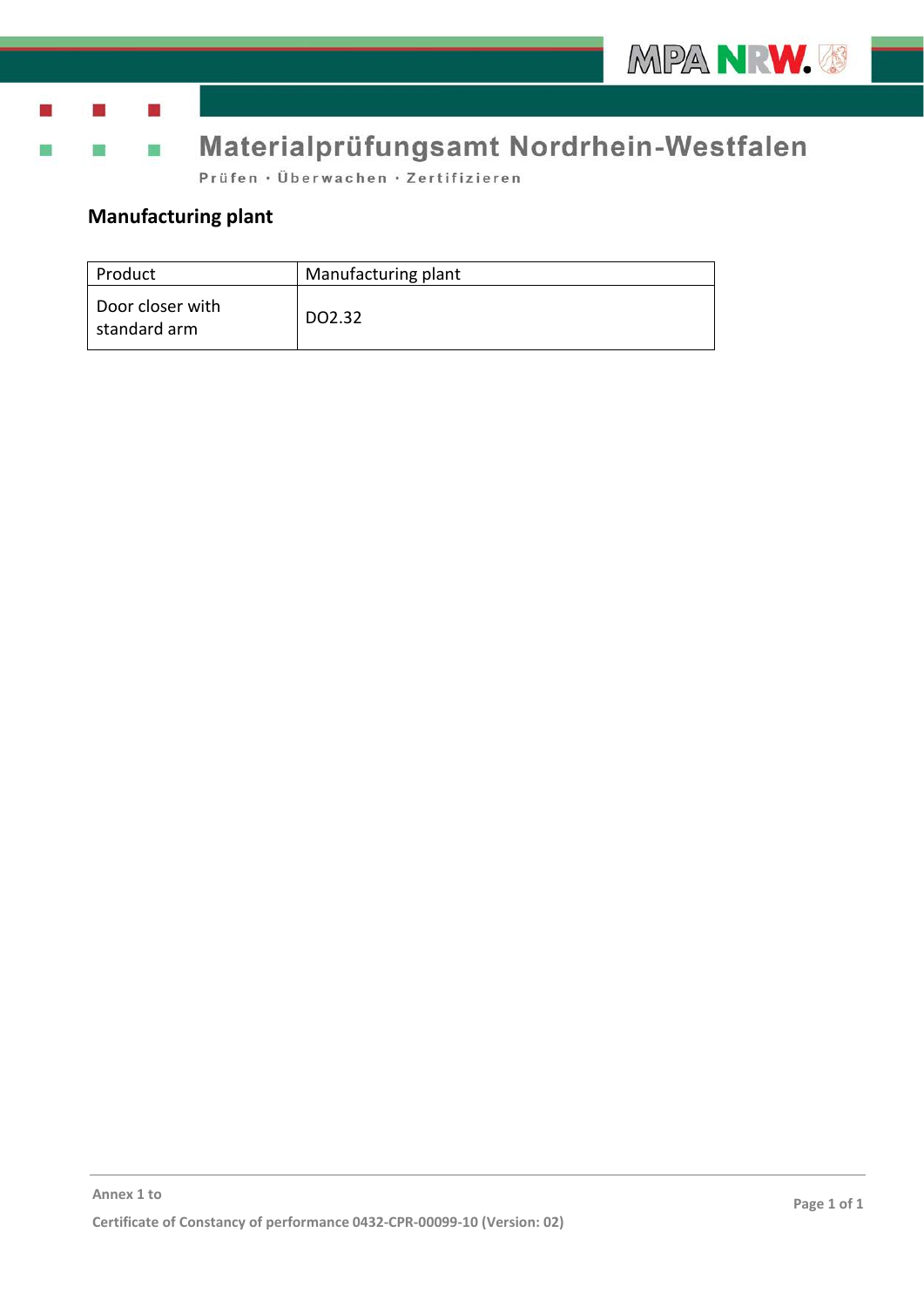## Manufacturing plant

| Product | Manufacturing plant |
|---|---|
| Door closer with standard arm | DO2.32 |

Annex 1 to

Certificate of Constancy of performance 0432-CPR-00099-10 (Version: 02)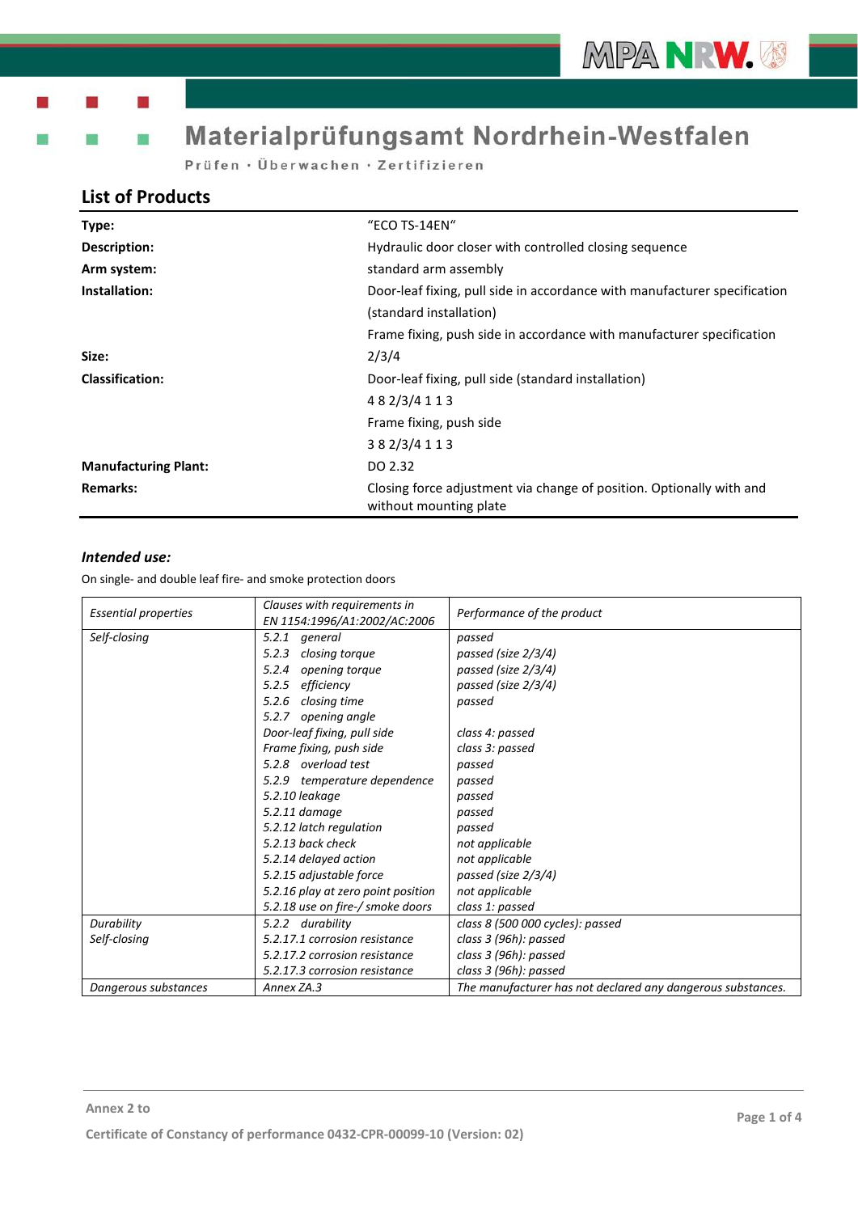# Materialprüfungsamt Nordrhein-Westfalen

Prüfen · Überwachen · Zertifizieren

## List of Products

| | |
|---|---|
| **Type:** | "ECO TS-14EN" |
| **Description:** | Hydraulic door closer with controlled closing sequence |
| **Arm system:** | standard arm assembly |
| **Installation:** | Door-leaf fixing, pull side in accordance with manufacturer specification (standard installation) |
| | Frame fixing, push side in accordance with manufacturer specification |
| **Size:** | 2/3/4 |
| **Classification:** | Door-leaf fixing, pull side (standard installation) |
| | 4 8 2/3/4 1 1 3 |
| | Frame fixing, push side |
| | 3 8 2/3/4 1 1 3 |
| **Manufacturing Plant:** | DO 2.32 |
| **Remarks:** | Closing force adjustment via change of position. Optionally with and without mounting plate |

***Intended use:***

On single- and double leaf fire- and smoke protection doors

| *Essential properties* | *Clauses with requirements in EN 1154:1996/A1:2002/AC:2006* | *Performance of the product* |
|---|---|---|
| *Self-closing* | *5.2.1 general* | *passed* |
| | *5.2.3 closing torque* | *passed (size 2/3/4)* |
| | *5.2.4 opening torque* | *passed (size 2/3/4)* |
| | *5.2.5 efficiency* | *passed (size 2/3/4)* |
| | *5.2.6 closing time* | *passed* |
| | *5.2.7 opening angle* | |
| | *Door-leaf fixing, pull side* | *class 4: passed* |
| | *Frame fixing, push side* | *class 3: passed* |
| | *5.2.8 overload test* | *passed* |
| | *5.2.9 temperature dependence* | *passed* |
| | *5.2.10 leakage* | *passed* |
| | *5.2.11 damage* | *passed* |
| | *5.2.12 latch regulation* | *passed* |
| | *5.2.13 back check* | *not applicable* |
| | *5.2.14 delayed action* | *not applicable* |
| | *5.2.15 adjustable force* | *passed (size 2/3/4)* |
| | *5.2.16 play at zero point position* | *not applicable* |
| | *5.2.18 use on fire-/ smoke doors* | *class 1: passed* |
| *Durability* | *5.2.2 durability* | *class 8 (500 000 cycles): passed* |
| *Self-closing* | *5.2.17.1 corrosion resistance* | *class 3 (96h): passed* |
| | *5.2.17.2 corrosion resistance* | *class 3 (96h): passed* |
| | *5.2.17.3 corrosion resistance* | *class 3 (96h): passed* |
| *Dangerous substances* | *Annex ZA.3* | *The manufacturer has not declared any dangerous substances.* |

Annex 2 to

Certificate of Constancy of performance 0432-CPR-00099-10 (Version: 02)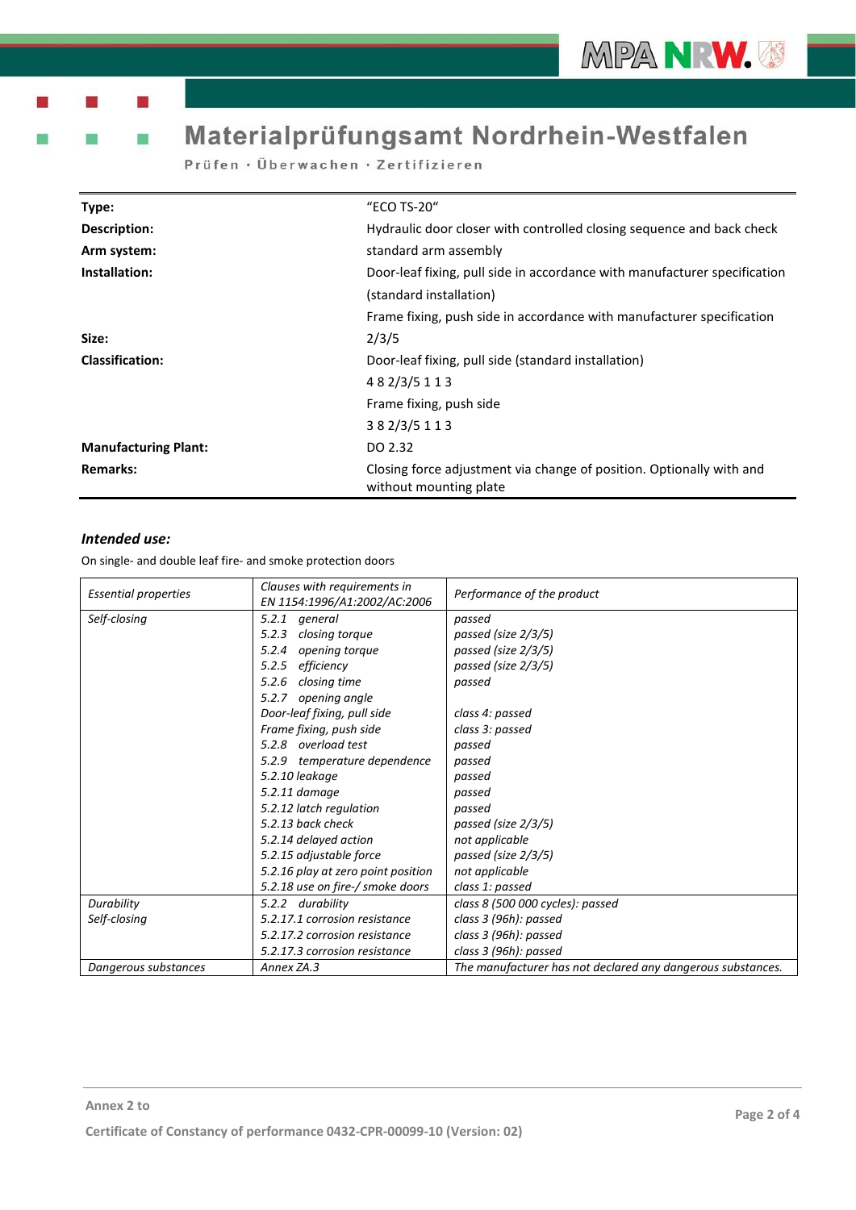| | |
|---|---|
| **Type:** | "ECO TS-20" |
| **Description:** | Hydraulic door closer with controlled closing sequence and back check |
| **Arm system:** | standard arm assembly |
| **Installation:** | Door-leaf fixing, pull side in accordance with manufacturer specification (standard installation) |
| | Frame fixing, push side in accordance with manufacturer specification |
| **Size:** | 2/3/5 |
| **Classification:** | Door-leaf fixing, pull side (standard installation) |
| | 4 8 2/3/5 1 1 3 |
| | Frame fixing, push side |
| | 3 8 2/3/5 1 1 3 |
| **Manufacturing Plant:** | DO 2.32 |
| **Remarks:** | Closing force adjustment via change of position. Optionally with and without mounting plate |

### *Intended use:*

On single- and double leaf fire- and smoke protection doors

| *Essential properties* | *Clauses with requirements in EN 1154:1996/A1:2002/AC:2006* | *Performance of the product* |
|---|---|---|
| *Self-closing* | *5.2.1 general* | *passed* |
| | *5.2.3 closing torque* | *passed (size 2/3/5)* |
| | *5.2.4 opening torque* | *passed (size 2/3/5)* |
| | *5.2.5 efficiency* | *passed (size 2/3/5)* |
| | *5.2.6 closing time* | *passed* |
| | *5.2.7 opening angle* | |
| | *Door-leaf fixing, pull side* | *class 4: passed* |
| | *Frame fixing, push side* | *class 3: passed* |
| | *5.2.8 overload test* | *passed* |
| | *5.2.9 temperature dependence* | *passed* |
| | *5.2.10 leakage* | *passed* |
| | *5.2.11 damage* | *passed* |
| | *5.2.12 latch regulation* | *passed* |
| | *5.2.13 back check* | *passed (size 2/3/5)* |
| | *5.2.14 delayed action* | *not applicable* |
| | *5.2.15 adjustable force* | *passed (size 2/3/5)* |
| | *5.2.16 play at zero point position* | *not applicable* |
| | *5.2.18 use on fire-/ smoke doors* | *class 1: passed* |
| *Durability* | *5.2.2 durability* | *class 8 (500 000 cycles): passed* |
| *Self-closing* | *5.2.17.1 corrosion resistance* | *class 3 (96h): passed* |
| | *5.2.17.2 corrosion resistance* | *class 3 (96h): passed* |
| | *5.2.17.3 corrosion resistance* | *class 3 (96h): passed* |
| *Dangerous substances* | *Annex ZA.3* | *The manufacturer has not declared any dangerous substances.* |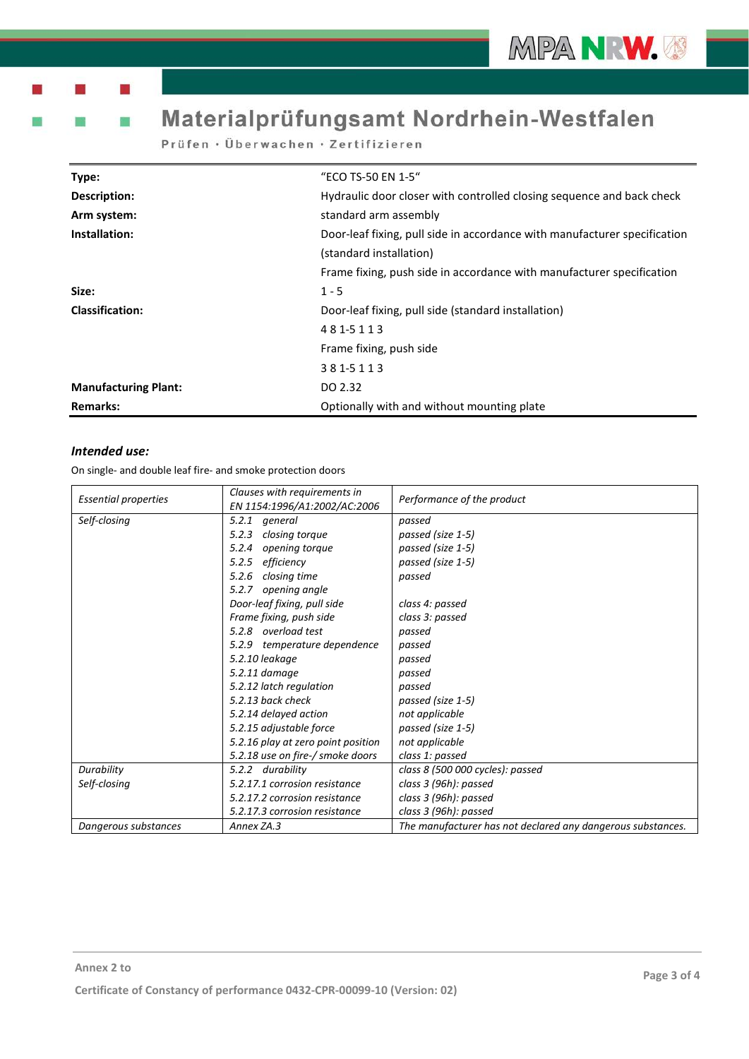# Materialprüfungsamt Nordrhein-Westfalen

Prüfen · Überwachen · Zertifizieren

| | |
|---|---|
| **Type:** | "ECO TS-50 EN 1-5" |
| **Description:** | Hydraulic door closer with controlled closing sequence and back check |
| **Arm system:** | standard arm assembly |
| **Installation:** | Door-leaf fixing, pull side in accordance with manufacturer specification (standard installation) |
| | Frame fixing, push side in accordance with manufacturer specification |
| **Size:** | 1 - 5 |
| **Classification:** | Door-leaf fixing, pull side (standard installation) |
| | 4 8 1-5 1 1 3 |
| | Frame fixing, push side |
| | 3 8 1-5 1 1 3 |
| **Manufacturing Plant:** | DO 2.32 |
| **Remarks:** | Optionally with and without mounting plate |

***Intended use:***

On single- and double leaf fire- and smoke protection doors

| *Essential properties* | *Clauses with requirements in EN 1154:1996/A1:2002/AC:2006* | *Performance of the product* |
|---|---|---|
| *Self-closing* | *5.2.1 general* | *passed* |
| | *5.2.3 closing torque* | *passed (size 1-5)* |
| | *5.2.4 opening torque* | *passed (size 1-5)* |
| | *5.2.5 efficiency* | *passed (size 1-5)* |
| | *5.2.6 closing time* | *passed* |
| | *5.2.7 opening angle* | |
| | *Door-leaf fixing, pull side* | *class 4: passed* |
| | *Frame fixing, push side* | *class 3: passed* |
| | *5.2.8 overload test* | *passed* |
| | *5.2.9 temperature dependence* | *passed* |
| | *5.2.10 leakage* | *passed* |
| | *5.2.11 damage* | *passed* |
| | *5.2.12 latch regulation* | *passed* |
| | *5.2.13 back check* | *passed (size 1-5)* |
| | *5.2.14 delayed action* | *not applicable* |
| | *5.2.15 adjustable force* | *passed (size 1-5)* |
| | *5.2.16 play at zero point position* | *not applicable* |
| | *5.2.18 use on fire-/ smoke doors* | *class 1: passed* |
| *Durability* | *5.2.2 durability* | *class 8 (500 000 cycles): passed* |
| *Self-closing* | *5.2.17.1 corrosion resistance* | *class 3 (96h): passed* |
| | *5.2.17.2 corrosion resistance* | *class 3 (96h): passed* |
| | *5.2.17.3 corrosion resistance* | *class 3 (96h): passed* |
| *Dangerous substances* | *Annex ZA.3* | *The manufacturer has not declared any dangerous substances.* |

Annex 2 to

Certificate of Constancy of performance 0432-CPR-00099-10 (Version: 02)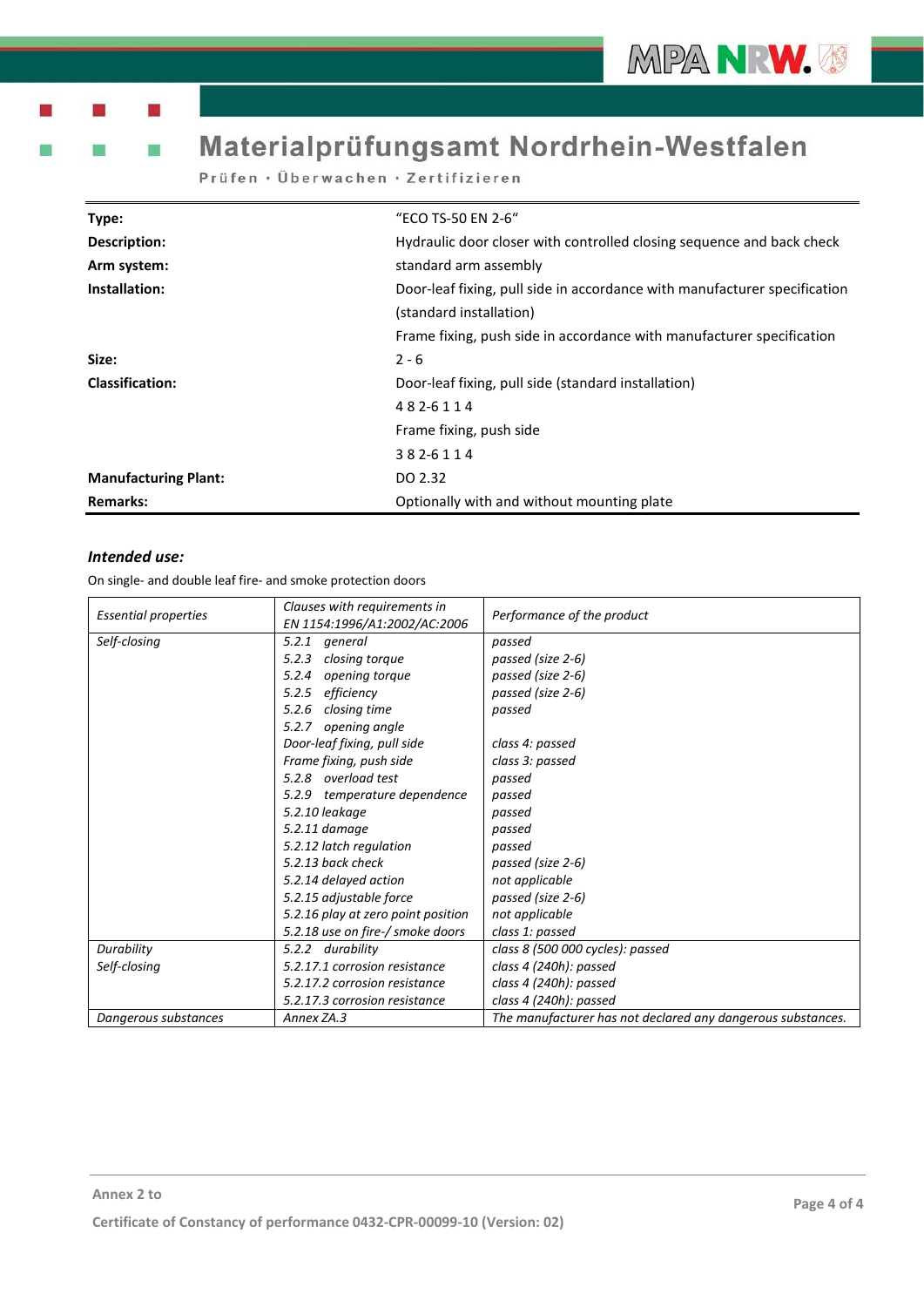| | |
|---|---|
| **Type:** | "ECO TS-50 EN 2-6" |
| **Description:** | Hydraulic door closer with controlled closing sequence and back check |
| **Arm system:** | standard arm assembly |
| **Installation:** | Door-leaf fixing, pull side in accordance with manufacturer specification (standard installation) |
| | Frame fixing, push side in accordance with manufacturer specification |
| **Size:** | 2 - 6 |
| **Classification:** | Door-leaf fixing, pull side (standard installation) |
| | 4 8 2-6 1 1 4 |
| | Frame fixing, push side |
| | 3 8 2-6 1 1 4 |
| **Manufacturing Plant:** | DO 2.32 |
| **Remarks:** | Optionally with and without mounting plate |

### *Intended use:*

On single- and double leaf fire- and smoke protection doors

| *Essential properties* | *Clauses with requirements in EN 1154:1996/A1:2002/AC:2006* | *Performance of the product* |
|---|---|---|
| *Self-closing* | *5.2.1 general* | *passed* |
| | *5.2.3 closing torque* | *passed (size 2-6)* |
| | *5.2.4 opening torque* | *passed (size 2-6)* |
| | *5.2.5 efficiency* | *passed (size 2-6)* |
| | *5.2.6 closing time* | *passed* |
| | *5.2.7 opening angle* | |
| | *Door-leaf fixing, pull side* | *class 4: passed* |
| | *Frame fixing, push side* | *class 3: passed* |
| | *5.2.8 overload test* | *passed* |
| | *5.2.9 temperature dependence* | *passed* |
| | *5.2.10 leakage* | *passed* |
| | *5.2.11 damage* | *passed* |
| | *5.2.12 latch regulation* | *passed* |
| | *5.2.13 back check* | *passed (size 2-6)* |
| | *5.2.14 delayed action* | *not applicable* |
| | *5.2.15 adjustable force* | *passed (size 2-6)* |
| | *5.2.16 play at zero point position* | *not applicable* |
| | *5.2.18 use on fire-/ smoke doors* | *class 1: passed* |
| *Durability* | *5.2.2 durability* | *class 8 (500 000 cycles): passed* |
| *Self-closing* | *5.2.17.1 corrosion resistance* | *class 4 (240h): passed* |
| | *5.2.17.2 corrosion resistance* | *class 4 (240h): passed* |
| | *5.2.17.3 corrosion resistance* | *class 4 (240h): passed* |
| *Dangerous substances* | *Annex ZA.3* | *The manufacturer has not declared any dangerous substances.* |

Annex 2 to

Certificate of Constancy of performance 0432-CPR-00099-10 (Version: 02)